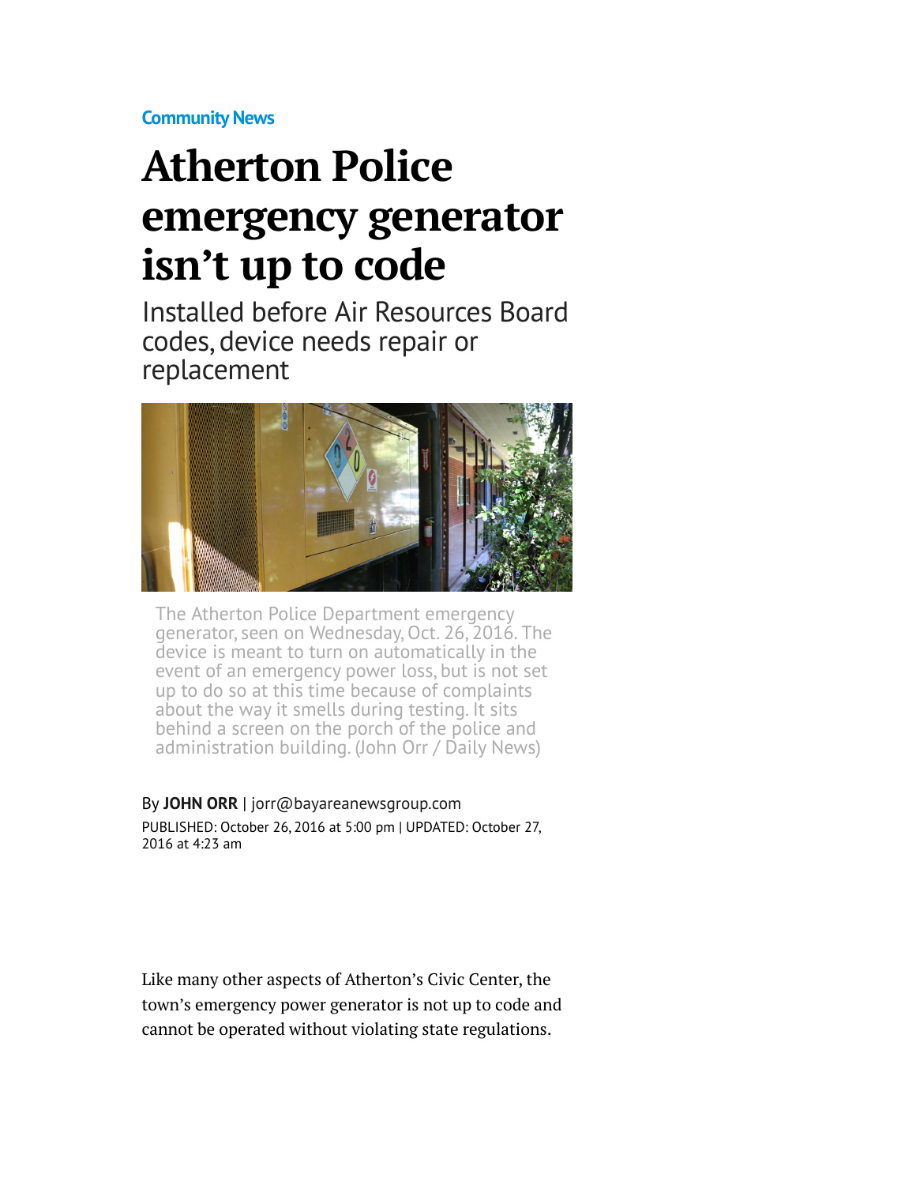Community News

# Atherton Police emergency generator isn't up to code

## Installed before Air Resources Board codes, device needs repair or replacement

The Atherton Police Department emergency generator, seen on Wednesday, Oct. 26, 2016. The device is meant to turn on automatically in the event of an emergency power loss, but is not set up to do so at this time because of complaints about the way it smells during testing. It sits behind a screen on the porch of the police and administration building. (John Orr / Daily News)

By **JOHN ORR** | jorr@bayareanewsgroup.com

PUBLISHED: October 26, 2016 at 5:00 pm | UPDATED: October 27, 2016 at 4:23 am

Like many other aspects of Atherton's Civic Center, the town's emergency power generator is not up to code and cannot be operated without violating state regulations.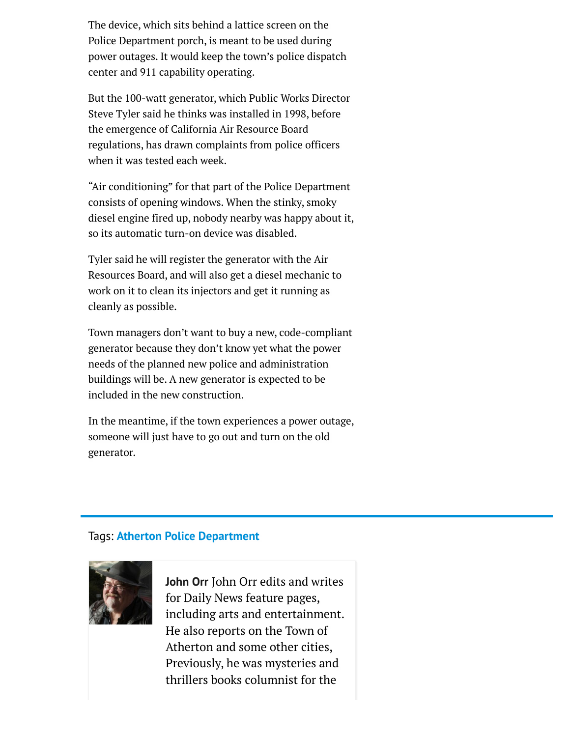The device, which sits behind a lattice screen on the Police Department porch, is meant to be used during power outages. It would keep the town's police dispatch center and 911 capability operating.

But the 100-watt generator, which Public Works Director Steve Tyler said he thinks was installed in 1998, before the emergence of California Air Resource Board regulations, has drawn complaints from police officers when it was tested each week.

"Air conditioning" for that part of the Police Department consists of opening windows. When the stinky, smoky diesel engine fired up, nobody nearby was happy about it, so its automatic turn-on device was disabled.

Tyler said he will register the generator with the Air Resources Board, and will also get a diesel mechanic to work on it to clean its injectors and get it running as cleanly as possible.

Town managers don't want to buy a new, code-compliant generator because they don't know yet what the power needs of the planned new police and administration buildings will be. A new generator is expected to be included in the new construction.

In the meantime, if the town experiences a power outage, someone will just have to go out and turn on the old generator.

Tags: **Atherton Police Department**

**John Orr** John Orr edits and writes for Daily News feature pages, including arts and entertainment. He also reports on the Town of Atherton and some other cities, Previously, he was mysteries and thrillers books columnist for the